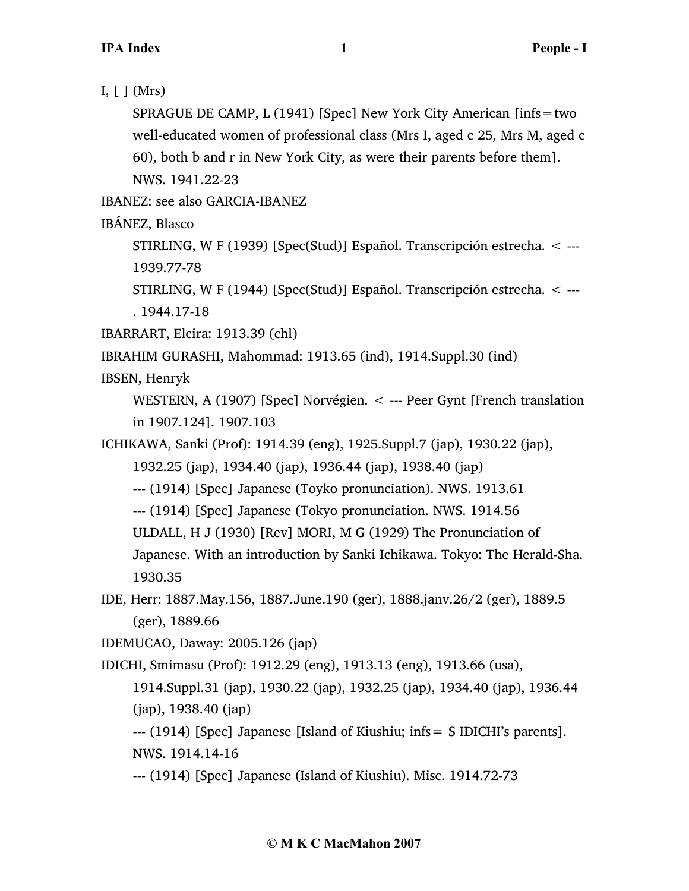I, [ ] (Mrs)

SPRAGUE DE CAMP, L (1941) [Spec] New York City American [infs = two well-educated women of professional class (Mrs I, aged c 25, Mrs M, aged c 60), both b and r in New York City, as were their parents before them]. NWS. 1941.22-23

IBANEZ: see also GARCIA-IBANEZ

IBÁNEZ, Blasco

STIRLING, W F (1939) [Spec(Stud)] Español. Transcripción estrecha. < --- 1939.77-78

STIRLING, W F (1944) [Spec(Stud)] Español. Transcripción estrecha. < --- . 1944.17-18

IBARRART, Elcira: 1913.39 (chl)

IBRAHIM GURASHI, Mahommad: 1913.65 (ind), 1914.Suppl.30 (ind)

IBSEN, Henryk

WESTERN, A (1907) [Spec] Norvégien. < --- Peer Gynt [French translation in 1907.124]. 1907.103

ICHIKAWA, Sanki (Prof): 1914.39 (eng), 1925.Suppl.7 (jap), 1930.22 (jap), 1932.25 (jap), 1934.40 (jap), 1936.44 (jap), 1938.40 (jap)

--- (1914) [Spec] Japanese (Toyko pronunciation). NWS. 1913.61

--- (1914) [Spec] Japanese (Tokyo pronunciation. NWS. 1914.56

ULDALL, H J (1930) [Rev] MORI, M G (1929) The Pronunciation of Japanese. With an introduction by Sanki Ichikawa. Tokyo: The Herald-Sha. 1930.35

IDE, Herr: 1887.May.156, 1887.June.190 (ger), 1888.janv.26/2 (ger), 1889.5 (ger), 1889.66

IDEMUCAO, Daway: 2005.126 (jap)

IDICHI, Smimasu (Prof): 1912.29 (eng), 1913.13 (eng), 1913.66 (usa), 1914.Suppl.31 (jap), 1930.22 (jap), 1932.25 (jap), 1934.40 (jap), 1936.44 (jap), 1938.40 (jap)

--- (1914) [Spec] Japanese [Island of Kiushiu; infs = S IDICHI's parents]. NWS. 1914.14-16

--- (1914) [Spec] Japanese (Island of Kiushiu). Misc. 1914.72-73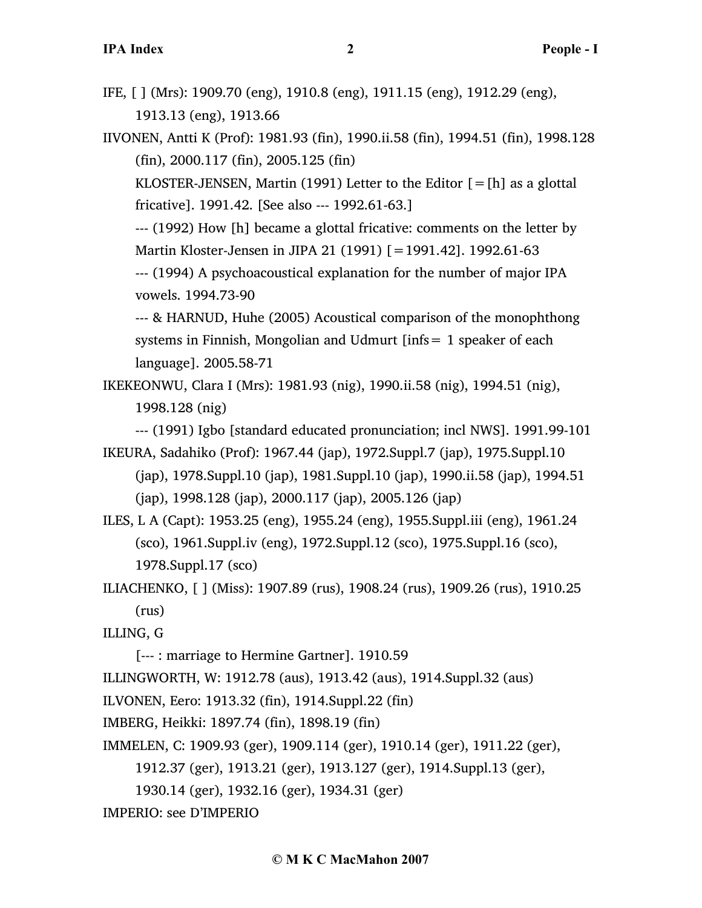IFE, [ ] (Mrs): 1909.70 (eng), 1910.8 (eng), 1911.15 (eng), 1912.29 (eng), 1913.13 (eng), 1913.66

IIVONEN, Antti K (Prof): 1981.93 (fin), 1990.ii.58 (fin), 1994.51 (fin), 1998.128 (fin), 2000.117 (fin), 2005.125 (fin)

KLOSTER-JENSEN, Martin (1991) Letter to the Editor [=[h] as a glottal fricative]. 1991.42. [See also --- 1992.61-63.]

--- (1992) How [h] became a glottal fricative: comments on the letter by Martin Kloster-Jensen in JIPA 21 (1991) [=1991.42]. 1992.61-63

--- (1994) A psychoacoustical explanation for the number of major IPA vowels. 1994.73-90

--- & HARNUD, Huhe (2005) Acoustical comparison of the monophthong systems in Finnish, Mongolian and Udmurt [infs= 1 speaker of each language]. 2005.58-71

IKEKEONWU, Clara I (Mrs): 1981.93 (nig), 1990.ii.58 (nig), 1994.51 (nig), 1998.128 (nig)

--- (1991) Igbo [standard educated pronunciation; incl NWS]. 1991.99-101

IKEURA, Sadahiko (Prof): 1967.44 (jap), 1972.Suppl.7 (jap), 1975.Suppl.10 (jap), 1978.Suppl.10 (jap), 1981.Suppl.10 (jap), 1990.ii.58 (jap), 1994.51 (jap), 1998.128 (jap), 2000.117 (jap), 2005.126 (jap)

ILES, L A (Capt): 1953.25 (eng), 1955.24 (eng), 1955.Suppl.iii (eng), 1961.24 (sco), 1961.Suppl.iv (eng), 1972.Suppl.12 (sco), 1975.Suppl.16 (sco), 1978.Suppl.17 (sco)

ILIACHENKO, [ ] (Miss): 1907.89 (rus), 1908.24 (rus), 1909.26 (rus), 1910.25 (rus)

ILLING, G

[--- : marriage to Hermine Gartner]. 1910.59

ILLINGWORTH, W: 1912.78 (aus), 1913.42 (aus), 1914.Suppl.32 (aus)

ILVONEN, Eero: 1913.32 (fin), 1914.Suppl.22 (fin)

IMBERG, Heikki: 1897.74 (fin), 1898.19 (fin)

IMMELEN, C: 1909.93 (ger), 1909.114 (ger), 1910.14 (ger), 1911.22 (ger), 1912.37 (ger), 1913.21 (ger), 1913.127 (ger), 1914.Suppl.13 (ger), 1930.14 (ger), 1932.16 (ger), 1934.31 (ger)

IMPERIO: see D'IMPERIO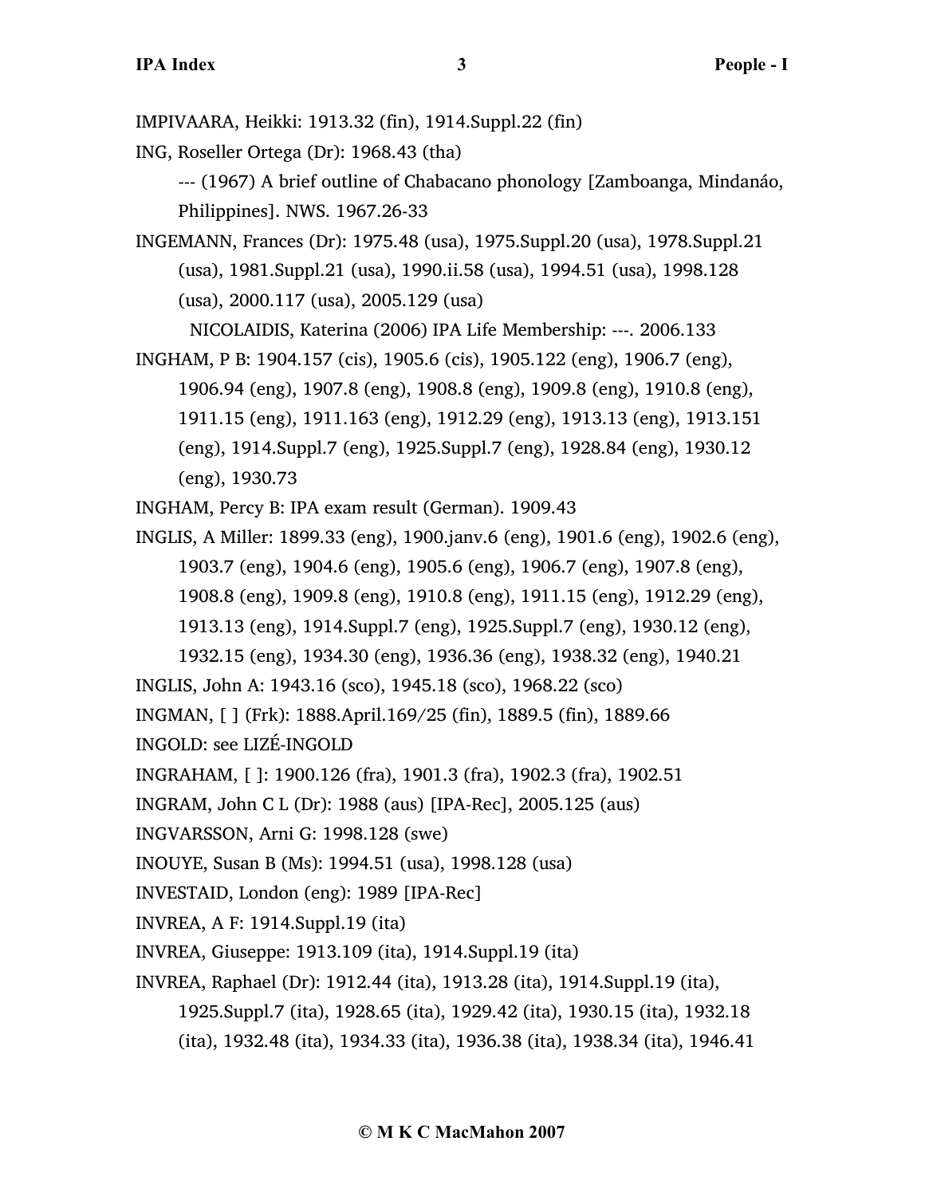IMPIVAARA, Heikki: 1913.32 (fin), 1914.Suppl.22 (fin)

ING, Roseller Ortega (Dr): 1968.43 (tha)

--- (1967) A brief outline of Chabacano phonology [Zamboanga, Mindanáo, Philippines]. NWS. 1967.26-33

INGEMANN, Frances (Dr): 1975.48 (usa), 1975.Suppl.20 (usa), 1978.Suppl.21 (usa), 1981.Suppl.21 (usa), 1990.ii.58 (usa), 1994.51 (usa), 1998.128 (usa), 2000.117 (usa), 2005.129 (usa)

NICOLAIDIS, Katerina (2006) IPA Life Membership: ---. 2006.133

INGHAM, P B: 1904.157 (cis), 1905.6 (cis), 1905.122 (eng), 1906.7 (eng), 1906.94 (eng), 1907.8 (eng), 1908.8 (eng), 1909.8 (eng), 1910.8 (eng), 1911.15 (eng), 1911.163 (eng), 1912.29 (eng), 1913.13 (eng), 1913.151 (eng), 1914.Suppl.7 (eng), 1925.Suppl.7 (eng), 1928.84 (eng), 1930.12 (eng), 1930.73

INGHAM, Percy B: IPA exam result (German). 1909.43

INGLIS, A Miller: 1899.33 (eng), 1900.janv.6 (eng), 1901.6 (eng), 1902.6 (eng), 1903.7 (eng), 1904.6 (eng), 1905.6 (eng), 1906.7 (eng), 1907.8 (eng), 1908.8 (eng), 1909.8 (eng), 1910.8 (eng), 1911.15 (eng), 1912.29 (eng), 1913.13 (eng), 1914.Suppl.7 (eng), 1925.Suppl.7 (eng), 1930.12 (eng), 1932.15 (eng), 1934.30 (eng), 1936.36 (eng), 1938.32 (eng), 1940.21

INGLIS, John A: 1943.16 (sco), 1945.18 (sco), 1968.22 (sco)

INGMAN, [ ] (Frk): 1888.April.169/25 (fin), 1889.5 (fin), 1889.66

INGOLD: see LIZÉ-INGOLD

INGRAHAM, [ ]: 1900.126 (fra), 1901.3 (fra), 1902.3 (fra), 1902.51

INGRAM, John C L (Dr): 1988 (aus) [IPA-Rec], 2005.125 (aus)

INGVARSSON, Arni G: 1998.128 (swe)

INOUYE, Susan B (Ms): 1994.51 (usa), 1998.128 (usa)

INVESTAID, London (eng): 1989 [IPA-Rec]

INVREA, A F: 1914.Suppl.19 (ita)

INVREA, Giuseppe: 1913.109 (ita), 1914.Suppl.19 (ita)

INVREA, Raphael (Dr): 1912.44 (ita), 1913.28 (ita), 1914.Suppl.19 (ita), 1925.Suppl.7 (ita), 1928.65 (ita), 1929.42 (ita), 1930.15 (ita), 1932.18 (ita), 1932.48 (ita), 1934.33 (ita), 1936.38 (ita), 1938.34 (ita), 1946.41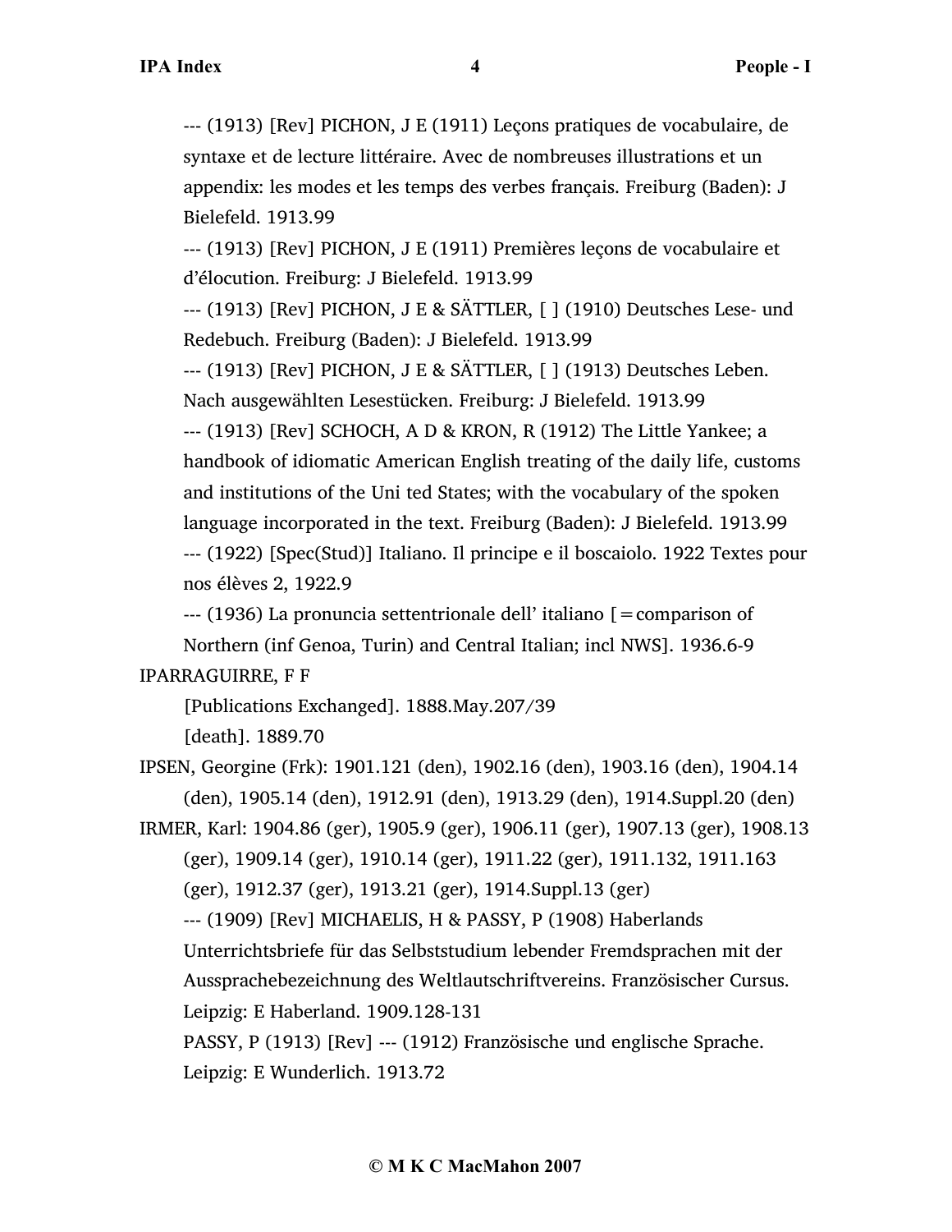--- (1913) [Rev] PICHON, J E (1911) Leçons pratiques de vocabulaire, de syntaxe et de lecture littéraire. Avec de nombreuses illustrations et un appendix: les modes et les temps des verbes français. Freiburg (Baden): J Bielefeld. 1913.99

--- (1913) [Rev] PICHON, J E (1911) Premières leçons de vocabulaire et d'élocution. Freiburg: J Bielefeld. 1913.99

--- (1913) [Rev] PICHON, J E & SÄTTLER, [ ] (1910) Deutsches Lese- und Redebuch. Freiburg (Baden): J Bielefeld. 1913.99

--- (1913) [Rev] PICHON, J E & SÄTTLER, [ ] (1913) Deutsches Leben. Nach ausgewählten Lesestücken. Freiburg: J Bielefeld. 1913.99

--- (1913) [Rev] SCHOCH, A D & KRON, R (1912) The Little Yankee; a handbook of idiomatic American English treating of the daily life, customs and institutions of the Uni ted States; with the vocabulary of the spoken language incorporated in the text. Freiburg (Baden): J Bielefeld. 1913.99

--- (1922) [Spec(Stud)] Italiano. Il principe e il boscaiolo. 1922 Textes pour nos élèves 2, 1922.9

--- (1936) La pronuncia settentrionale dell' italiano [=comparison of Northern (inf Genoa, Turin) and Central Italian; incl NWS]. 1936.6-9

IPARRAGUIRRE, F F

[Publications Exchanged]. 1888.May.207/39

[death]. 1889.70

IPSEN, Georgine (Frk): 1901.121 (den), 1902.16 (den), 1903.16 (den), 1904.14 (den), 1905.14 (den), 1912.91 (den), 1913.29 (den), 1914.Suppl.20 (den)

IRMER, Karl: 1904.86 (ger), 1905.9 (ger), 1906.11 (ger), 1907.13 (ger), 1908.13 (ger), 1909.14 (ger), 1910.14 (ger), 1911.22 (ger), 1911.132, 1911.163 (ger), 1912.37 (ger), 1913.21 (ger), 1914.Suppl.13 (ger)

--- (1909) [Rev] MICHAELIS, H & PASSY, P (1908) Haberlands Unterrichtsbriefe für das Selbststudium lebender Fremdsprachen mit der Aussprachebezeichnung des Weltlautschriftvereins. Französischer Cursus. Leipzig: E Haberland. 1909.128-131

PASSY, P (1913) [Rev] --- (1912) Französische und englische Sprache. Leipzig: E Wunderlich. 1913.72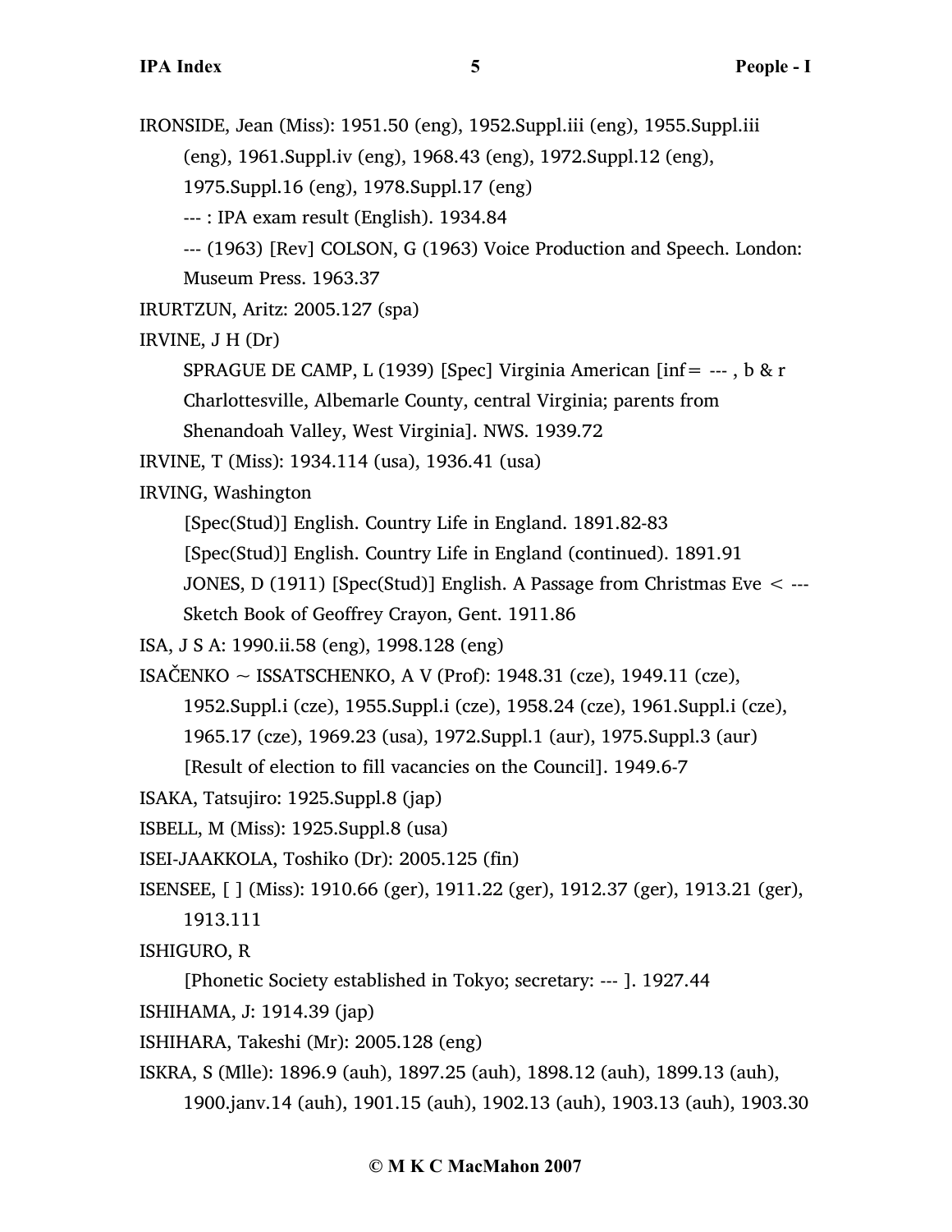IRONSIDE, Jean (Miss): 1951.50 (eng), 1952.Suppl.iii (eng), 1955.Suppl.iii (eng), 1961.Suppl.iv (eng), 1968.43 (eng), 1972.Suppl.12 (eng), 1975.Suppl.16 (eng), 1978.Suppl.17 (eng)

--- : IPA exam result (English). 1934.84

--- (1963) [Rev] COLSON, G (1963) Voice Production and Speech. London: Museum Press. 1963.37

IRURTZUN, Aritz: 2005.127 (spa)

IRVINE, J H (Dr)

SPRAGUE DE CAMP, L (1939) [Spec] Virginia American [inf= --- , b & r Charlottesville, Albemarle County, central Virginia; parents from Shenandoah Valley, West Virginia]. NWS. 1939.72

IRVINE, T (Miss): 1934.114 (usa), 1936.41 (usa)

IRVING, Washington

[Spec(Stud)] English. Country Life in England. 1891.82-83

[Spec(Stud)] English. Country Life in England (continued). 1891.91

JONES, D (1911) [Spec(Stud)] English. A Passage from Christmas Eve < --- Sketch Book of Geoffrey Crayon, Gent. 1911.86

ISA, J S A: 1990.ii.58 (eng), 1998.128 (eng)

ISAČENKO ~ ISSATSCHENKO, A V (Prof): 1948.31 (cze), 1949.11 (cze), 1952.Suppl.i (cze), 1955.Suppl.i (cze), 1958.24 (cze), 1961.Suppl.i (cze), 1965.17 (cze), 1969.23 (usa), 1972.Suppl.1 (aur), 1975.Suppl.3 (aur)

[Result of election to fill vacancies on the Council]. 1949.6-7

ISAKA, Tatsujiro: 1925.Suppl.8 (jap)

ISBELL, M (Miss): 1925.Suppl.8 (usa)

ISEI-JAAKKOLA, Toshiko (Dr): 2005.125 (fin)

ISENSEE, [ ] (Miss): 1910.66 (ger), 1911.22 (ger), 1912.37 (ger), 1913.21 (ger), 1913.111

ISHIGURO, R

[Phonetic Society established in Tokyo; secretary: --- ]. 1927.44

ISHIHAMA, J: 1914.39 (jap)

ISHIHARA, Takeshi (Mr): 2005.128 (eng)

ISKRA, S (Mlle): 1896.9 (auh), 1897.25 (auh), 1898.12 (auh), 1899.13 (auh), 1900.janv.14 (auh), 1901.15 (auh), 1902.13 (auh), 1903.13 (auh), 1903.30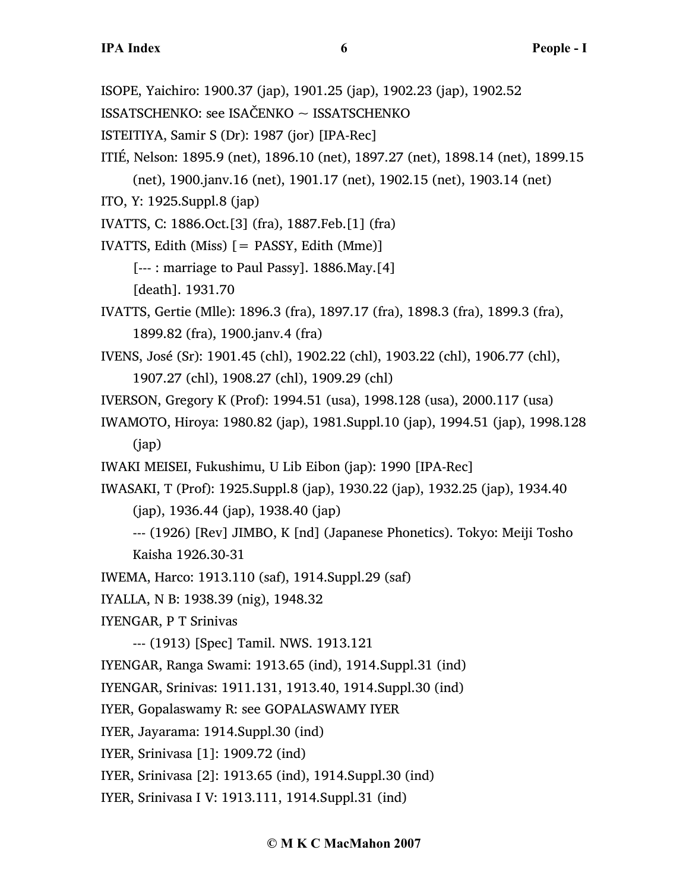ISOPE, Yaichiro: 1900.37 (jap), 1901.25 (jap), 1902.23 (jap), 1902.52

ISSATSCHENKO: see ISAČENKO ~ ISSATSCHENKO

ISTEITIYA, Samir S (Dr): 1987 (jor) [IPA-Rec]

ITIÉ, Nelson: 1895.9 (net), 1896.10 (net), 1897.27 (net), 1898.14 (net), 1899.15 (net), 1900.janv.16 (net), 1901.17 (net), 1902.15 (net), 1903.14 (net)

ITO, Y: 1925.Suppl.8 (jap)

IVATTS, C: 1886.Oct.[3] (fra), 1887.Feb.[1] (fra)

IVATTS, Edith (Miss) [= PASSY, Edith (Mme)]

  [--- : marriage to Paul Passy]. 1886.May.[4]

  [death]. 1931.70

IVATTS, Gertie (Mlle): 1896.3 (fra), 1897.17 (fra), 1898.3 (fra), 1899.3 (fra), 1899.82 (fra), 1900.janv.4 (fra)

IVENS, José (Sr): 1901.45 (chl), 1902.22 (chl), 1903.22 (chl), 1906.77 (chl), 1907.27 (chl), 1908.27 (chl), 1909.29 (chl)

IVERSON, Gregory K (Prof): 1994.51 (usa), 1998.128 (usa), 2000.117 (usa)

IWAMOTO, Hiroya: 1980.82 (jap), 1981.Suppl.10 (jap), 1994.51 (jap), 1998.128 (jap)

IWAKI MEISEI, Fukushimu, U Lib Eibon (jap): 1990 [IPA-Rec]

IWASAKI, T (Prof): 1925.Suppl.8 (jap), 1930.22 (jap), 1932.25 (jap), 1934.40 (jap), 1936.44 (jap), 1938.40 (jap)

  --- (1926) [Rev] JIMBO, K [nd] (Japanese Phonetics). Tokyo: Meiji Tosho Kaisha 1926.30-31

IWEMA, Harco: 1913.110 (saf), 1914.Suppl.29 (saf)

IYALLA, N B: 1938.39 (nig), 1948.32

IYENGAR, P T Srinivas

  --- (1913) [Spec] Tamil. NWS. 1913.121

IYENGAR, Ranga Swami: 1913.65 (ind), 1914.Suppl.31 (ind)

IYENGAR, Srinivas: 1911.131, 1913.40, 1914.Suppl.30 (ind)

IYER, Gopalaswamy R: see GOPALASWAMY IYER

IYER, Jayarama: 1914.Suppl.30 (ind)

IYER, Srinivasa [1]: 1909.72 (ind)

IYER, Srinivasa [2]: 1913.65 (ind), 1914.Suppl.30 (ind)

IYER, Srinivasa I V: 1913.111, 1914.Suppl.31 (ind)